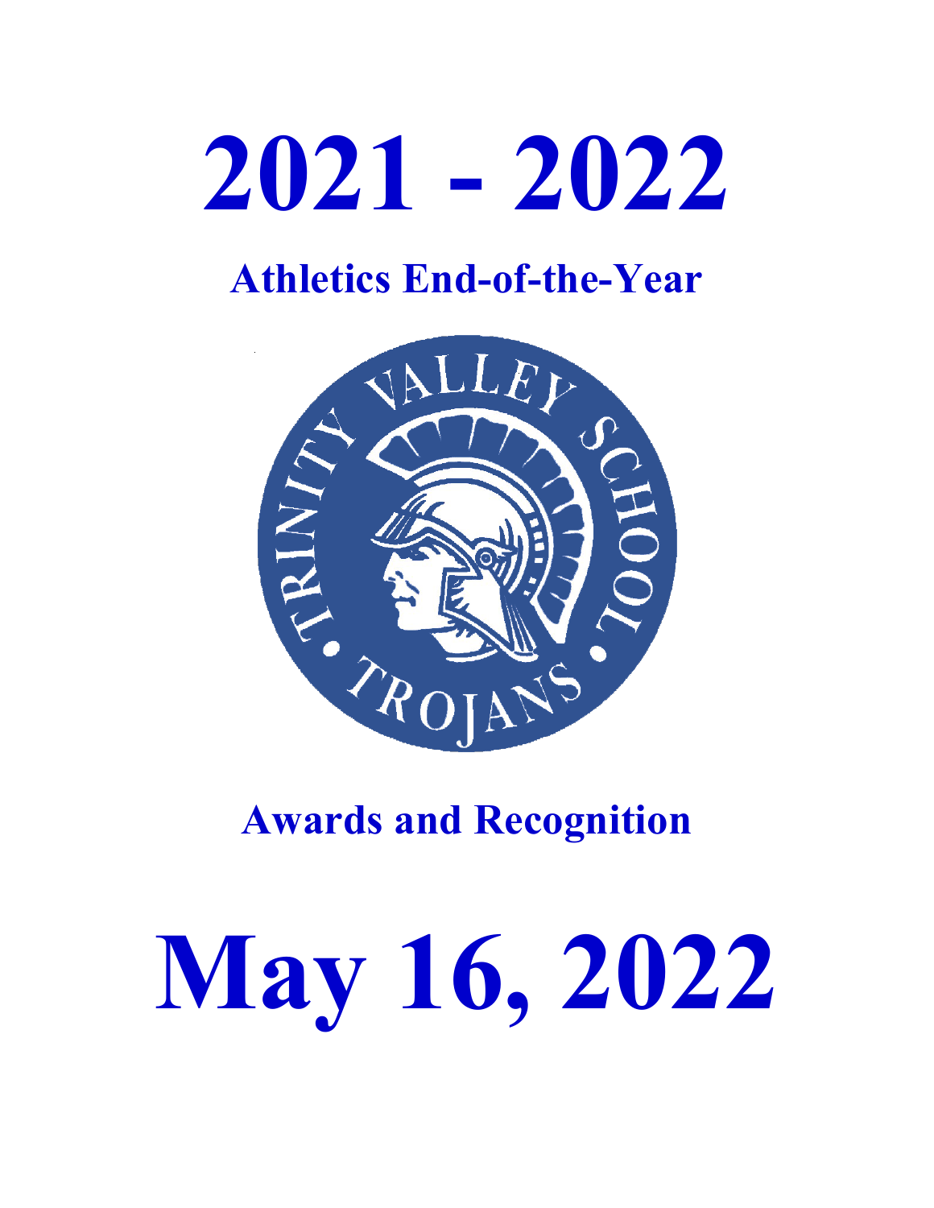# 2021 - 2022

## Athletics End-of-the-Year

TRINITY VALLEY SCHOOL • TROJANS •

## Awards and Recognition

# May 16, 2022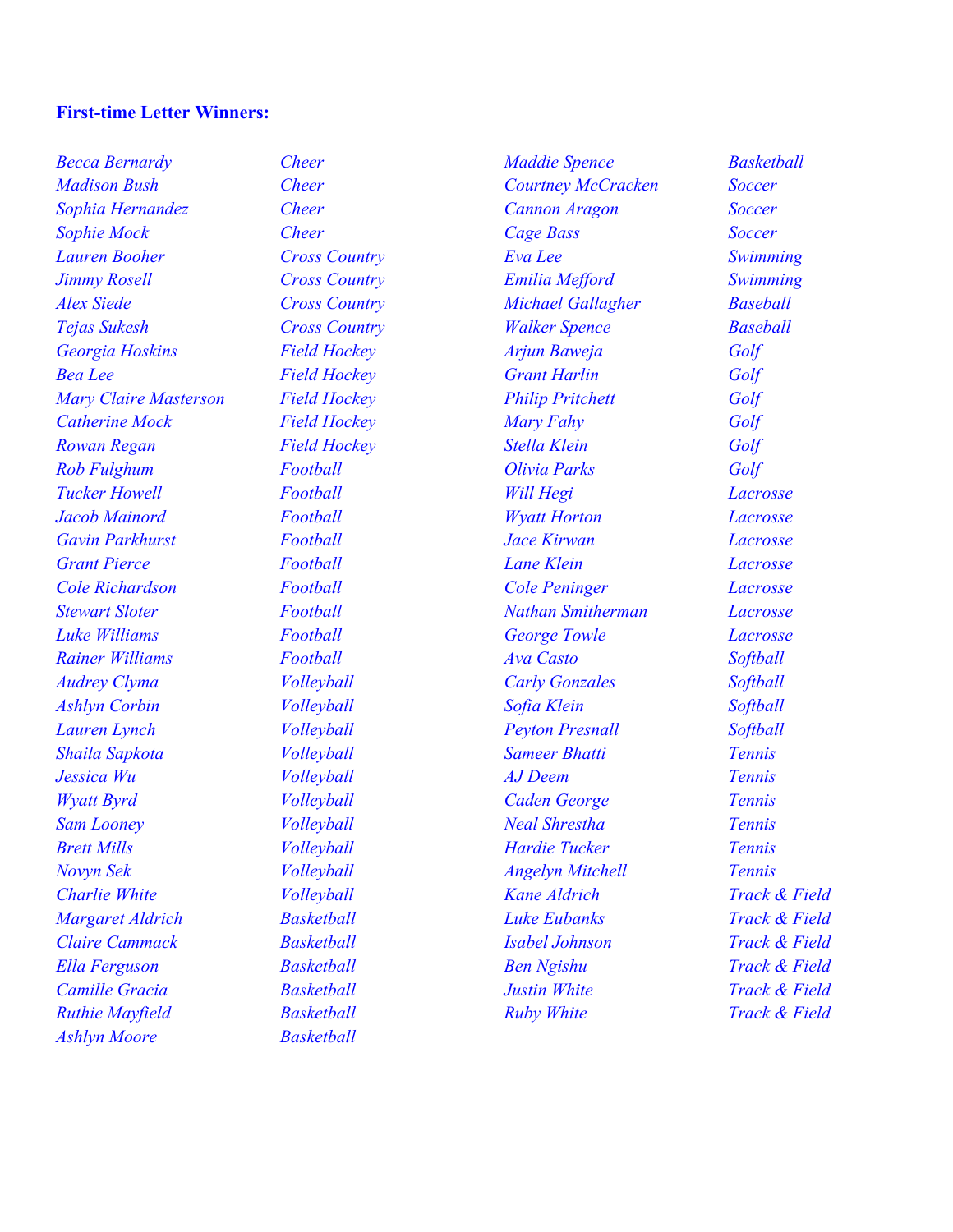**First-time Letter Winners:**

| Name | Sport |
|---|---|
| *Becca Bernardy* | *Cheer* |
| *Madison Bush* | *Cheer* |
| *Sophia Hernandez* | *Cheer* |
| *Sophie Mock* | *Cheer* |
| *Lauren Booher* | *Cross Country* |
| *Jimmy Rosell* | *Cross Country* |
| *Alex Siede* | *Cross Country* |
| *Tejas Sukesh* | *Cross Country* |
| *Georgia Hoskins* | *Field Hockey* |
| *Bea Lee* | *Field Hockey* |
| *Mary Claire Masterson* | *Field Hockey* |
| *Catherine Mock* | *Field Hockey* |
| *Rowan Regan* | *Field Hockey* |
| *Rob Fulghum* | *Football* |
| *Tucker Howell* | *Football* |
| *Jacob Mainord* | *Football* |
| *Gavin Parkhurst* | *Football* |
| *Grant Pierce* | *Football* |
| *Cole Richardson* | *Football* |
| *Stewart Sloter* | *Football* |
| *Luke Williams* | *Football* |
| *Rainer Williams* | *Football* |
| *Audrey Clyma* | *Volleyball* |
| *Ashlyn Corbin* | *Volleyball* |
| *Lauren Lynch* | *Volleyball* |
| *Shaila Sapkota* | *Volleyball* |
| *Jessica Wu* | *Volleyball* |
| *Wyatt Byrd* | *Volleyball* |
| *Sam Looney* | *Volleyball* |
| *Brett Mills* | *Volleyball* |
| *Novyn Sek* | *Volleyball* |
| *Charlie White* | *Volleyball* |
| *Margaret Aldrich* | *Basketball* |
| *Claire Cammack* | *Basketball* |
| *Ella Ferguson* | *Basketball* |
| *Camille Gracia* | *Basketball* |
| *Ruthie Mayfield* | *Basketball* |
| *Ashlyn Moore* | *Basketball* |
| *Maddie Spence* | *Basketball* |
| *Courtney McCracken* | *Soccer* |
| *Cannon Aragon* | *Soccer* |
| *Cage Bass* | *Soccer* |
| *Eva Lee* | *Swimming* |
| *Emilia Mefford* | *Swimming* |
| *Michael Gallagher* | *Baseball* |
| *Walker Spence* | *Baseball* |
| *Arjun Baweja* | *Golf* |
| *Grant Harlin* | *Golf* |
| *Philip Pritchett* | *Golf* |
| *Mary Fahy* | *Golf* |
| *Stella Klein* | *Golf* |
| *Olivia Parks* | *Golf* |
| *Will Hegi* | *Lacrosse* |
| *Wyatt Horton* | *Lacrosse* |
| *Jace Kirwan* | *Lacrosse* |
| *Lane Klein* | *Lacrosse* |
| *Cole Peninger* | *Lacrosse* |
| *Nathan Smitherman* | *Lacrosse* |
| *George Towle* | *Lacrosse* |
| *Ava Casto* | *Softball* |
| *Carly Gonzales* | *Softball* |
| *Sofia Klein* | *Softball* |
| *Peyton Presnall* | *Softball* |
| *Sameer Bhatti* | *Tennis* |
| *AJ Deem* | *Tennis* |
| *Caden George* | *Tennis* |
| *Neal Shrestha* | *Tennis* |
| *Hardie Tucker* | *Tennis* |
| *Angelyn Mitchell* | *Tennis* |
| *Kane Aldrich* | *Track & Field* |
| *Luke Eubanks* | *Track & Field* |
| *Isabel Johnson* | *Track & Field* |
| *Ben Ngishu* | *Track & Field* |
| *Justin White* | *Track & Field* |
| *Ruby White* | *Track & Field* |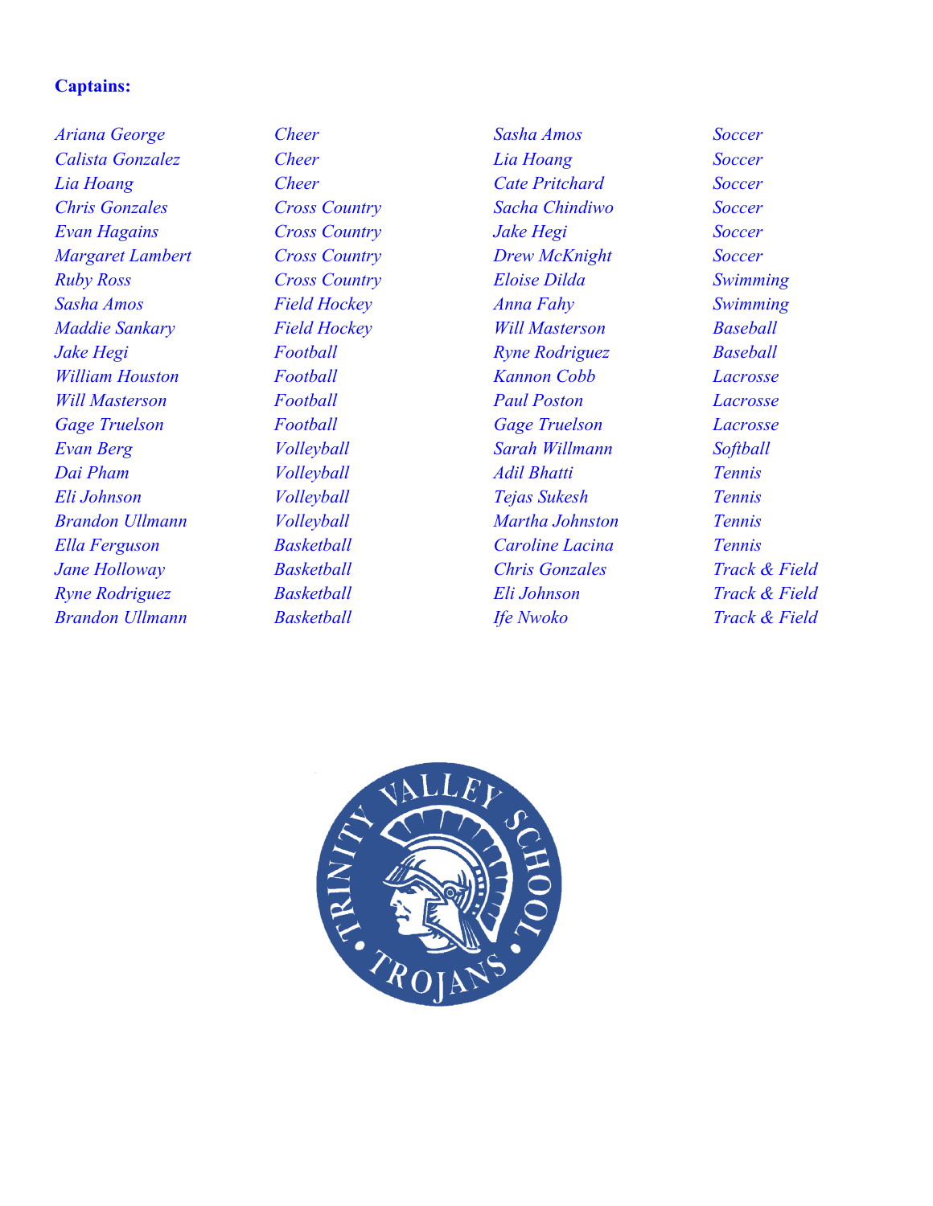**Captions:**

| Name | Sport | Name | Sport |
|---|---|---|---|
| *Ariana George* | *Cheer* | *Sasha Amos* | *Soccer* |
| *Calista Gonzalez* | *Cheer* | *Lia Hoang* | *Soccer* |
| *Lia Hoang* | *Cheer* | *Cate Pritchard* | *Soccer* |
| *Chris Gonzales* | *Cross Country* | *Sacha Chindiwo* | *Soccer* |
| *Evan Hagains* | *Cross Country* | *Jake Hegi* | *Soccer* |
| *Margaret Lambert* | *Cross Country* | *Drew McKnight* | *Soccer* |
| *Ruby Ross* | *Cross Country* | *Eloise Dilda* | *Swimming* |
| *Sasha Amos* | *Field Hockey* | *Anna Fahy* | *Swimming* |
| *Maddie Sankary* | *Field Hockey* | *Will Masterson* | *Baseball* |
| *Jake Hegi* | *Football* | *Ryne Rodriguez* | *Baseball* |
| *William Houston* | *Football* | *Kannon Cobb* | *Lacrosse* |
| *Will Masterson* | *Football* | *Paul Poston* | *Lacrosse* |
| *Gage Truelson* | *Football* | *Gage Truelson* | *Lacrosse* |
| *Evan Berg* | *Volleyball* | *Sarah Willmann* | *Softball* |
| *Dai Pham* | *Volleyball* | *Adil Bhatti* | *Tennis* |
| *Eli Johnson* | *Volleyball* | *Tejas Sukesh* | *Tennis* |
| *Brandon Ullmann* | *Volleyball* | *Martha Johnston* | *Tennis* |
| *Ella Ferguson* | *Basketball* | *Caroline Lacina* | *Tennis* |
| *Jane Holloway* | *Basketball* | *Chris Gonzales* | *Track & Field* |
| *Ryne Rodriguez* | *Basketball* | *Eli Johnson* | *Track & Field* |
| *Brandon Ullmann* | *Basketball* | *Ife Nwoko* | *Track & Field* |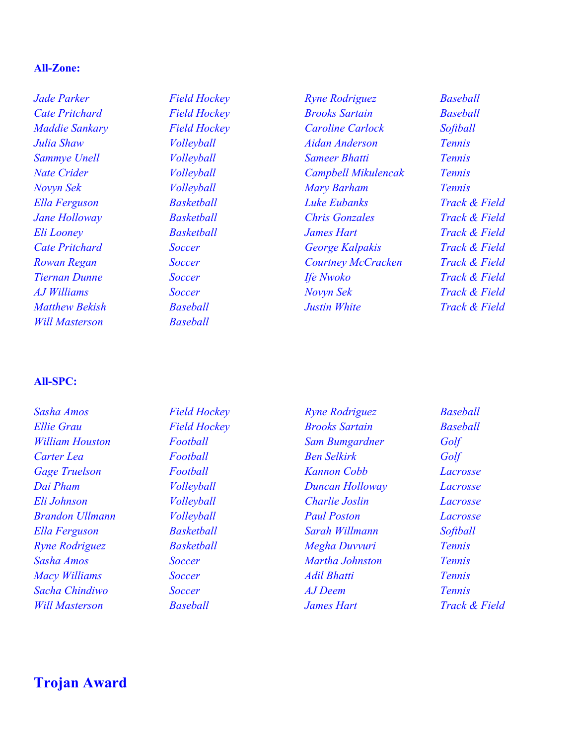**All-Zone:**

| | | | |
|---|---|---|---|
| *Jade Parker* | *Field Hockey* | *Ryne Rodriguez* | *Baseball* |
| *Cate Pritchard* | *Field Hockey* | *Brooks Sartain* | *Baseball* |
| *Maddie Sankary* | *Field Hockey* | *Caroline Carlock* | *Softball* |
| *Julia Shaw* | *Volleyball* | *Aidan Anderson* | *Tennis* |
| *Sammye Unell* | *Volleyball* | *Sameer Bhatti* | *Tennis* |
| *Nate Crider* | *Volleyball* | *Campbell Mikulencak* | *Tennis* |
| *Novyn Sek* | *Volleyball* | *Mary Barham* | *Tennis* |
| *Ella Ferguson* | *Basketball* | *Luke Eubanks* | *Track & Field* |
| *Jane Holloway* | *Basketball* | *Chris Gonzales* | *Track & Field* |
| *Eli Looney* | *Basketball* | *James Hart* | *Track & Field* |
| *Cate Pritchard* | *Soccer* | *George Kalpakis* | *Track & Field* |
| *Rowan Regan* | *Soccer* | *Courtney McCracken* | *Track & Field* |
| *Tiernan Dunne* | *Soccer* | *Ife Nwoko* | *Track & Field* |
| *AJ Williams* | *Soccer* | *Novyn Sek* | *Track & Field* |
| *Matthew Bekish* | *Baseball* | *Justin White* | *Track & Field* |
| *Will Masterson* | *Baseball* | | |

**All-SPC:**

| | | | |
|---|---|---|---|
| *Sasha Amos* | *Field Hockey* | *Ryne Rodriguez* | *Baseball* |
| *Ellie Grau* | *Field Hockey* | *Brooks Sartain* | *Baseball* |
| *William Houston* | *Football* | *Sam Bumgardner* | *Golf* |
| *Carter Lea* | *Football* | *Ben Selkirk* | *Golf* |
| *Gage Truelson* | *Football* | *Kannon Cobb* | *Lacrosse* |
| *Dai Pham* | *Volleyball* | *Duncan Holloway* | *Lacrosse* |
| *Eli Johnson* | *Volleyball* | *Charlie Joslin* | *Lacrosse* |
| *Brandon Ullmann* | *Volleyball* | *Paul Poston* | *Lacrosse* |
| *Ella Ferguson* | *Basketball* | *Sarah Willmann* | *Softball* |
| *Ryne Rodriguez* | *Basketball* | *Megha Duvvuri* | *Tennis* |
| *Sasha Amos* | *Soccer* | *Martha Johnston* | *Tennis* |
| *Macy Williams* | *Soccer* | *Adil Bhatti* | *Tennis* |
| *Sacha Chindiwo* | *Soccer* | *AJ Deem* | *Tennis* |
| *Will Masterson* | *Baseball* | *James Hart* | *Track & Field* |

## Trojan Award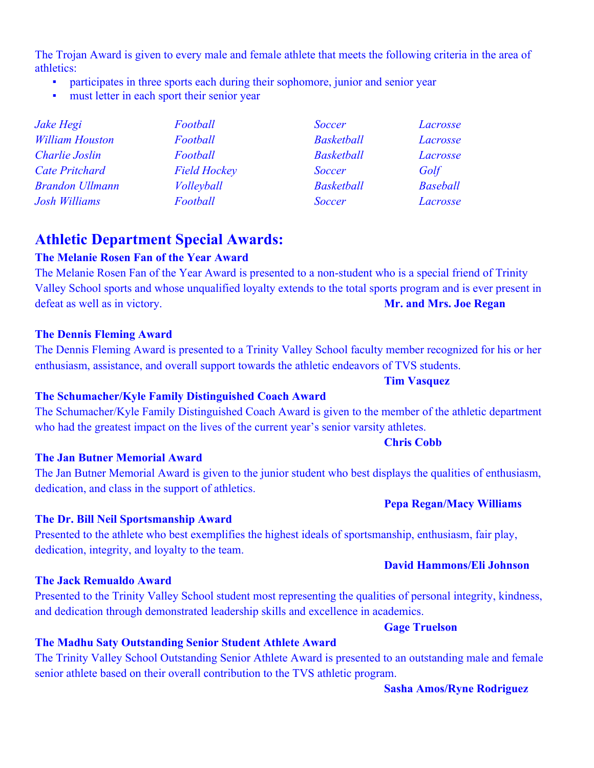The Trojan Award is given to every male and female athlete that meets the following criteria in the area of athletics:

- participates in three sports each during their sophomore, junior and senior year
- must letter in each sport their senior year

| | | | |
|---|---|---|---|
| *Jake Hegi* | *Football* | *Soccer* | *Lacrosse* |
| *William Houston* | *Football* | *Basketball* | *Lacrosse* |
| *Charlie Joslin* | *Football* | *Basketball* | *Lacrosse* |
| *Cate Pritchard* | *Field Hockey* | *Soccer* | *Golf* |
| *Brandon Ullmann* | *Volleyball* | *Basketball* | *Baseball* |
| *Josh Williams* | *Football* | *Soccer* | *Lacrosse* |

## Athletic Department Special Awards:

**The Melanie Rosen Fan of the Year Award**

The Melanie Rosen Fan of the Year Award is presented to a non-student who is a special friend of Trinity Valley School sports and whose unqualified loyalty extends to the total sports program and is ever present in defeat as well as in victory.

**Mr. and Mrs. Joe Regan**

**The Dennis Fleming Award**

The Dennis Fleming Award is presented to a Trinity Valley School faculty member recognized for his or her enthusiasm, assistance, and overall support towards the athletic endeavors of TVS students.

**Tim Vasquez**

**The Schumacher/Kyle Family Distinguished Coach Award**

The Schumacher/Kyle Family Distinguished Coach Award is given to the member of the athletic department who had the greatest impact on the lives of the current year's senior varsity athletes.

**Chris Cobb**

**The Jan Butner Memorial Award**

The Jan Butner Memorial Award is given to the junior student who best displays the qualities of enthusiasm, dedication, and class in the support of athletics.

**Pepa Regan/Macy Williams**

**The Dr. Bill Neil Sportsmanship Award**

Presented to the athlete who best exemplifies the highest ideals of sportsmanship, enthusiasm, fair play, dedication, integrity, and loyalty to the team.

**David Hammons/Eli Johnson**

**The Jack Remualdo Award**

Presented to the Trinity Valley School student most representing the qualities of personal integrity, kindness, and dedication through demonstrated leadership skills and excellence in academics.

**Gage Truelson**

**The Madhu Saty Outstanding Senior Student Athlete Award**

The Trinity Valley School Outstanding Senior Athlete Award is presented to an outstanding male and female senior athlete based on their overall contribution to the TVS athletic program.

**Sasha Amos/Ryne Rodriguez**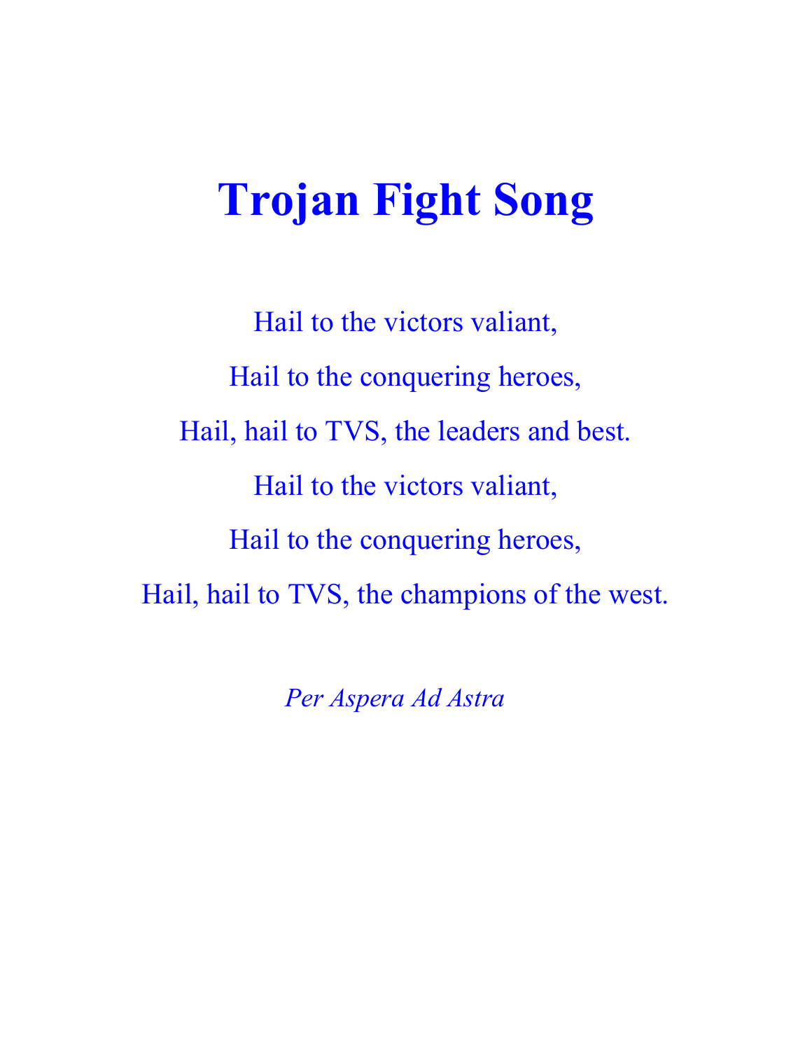# Trojan Fight Song

Hail to the victors valiant,

Hail to the conquering heroes,

Hail, hail to TVS, the leaders and best.

Hail to the victors valiant,

Hail to the conquering heroes,

Hail, hail to TVS, the champions of the west.

*Per Aspera Ad Astra*